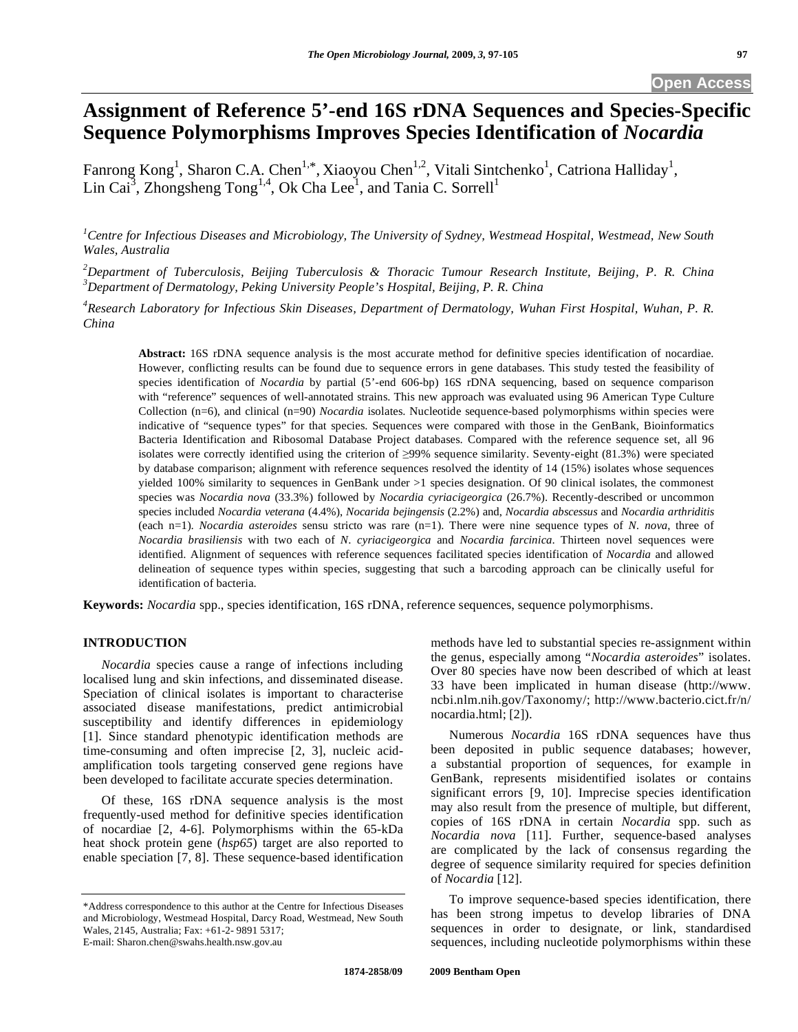# Assignment of Reference 5'-end 16S rDNA Sequences and Species-Specific Sequence Polymorphisms Improves Species Identification of *Nocardia*

Fanrong Kong[1], Sharon C.A. Chen[1,*], Xiaoyou Chen[1,2], Vitali Sintchenko[1], Catriona Halliday[1], Lin Cai[3], Zhongsheng Tong[1,4], Ok Cha Lee[1], and Tania C. Sorrell[1]

*[1]Centre for Infectious Diseases and Microbiology, The University of Sydney, Westmead Hospital, Westmead, New South Wales, Australia*

*[2]Department of Tuberculosis, Beijing Tuberculosis & Thoracic Tumour Research Institute, Beijing, P. R. China*
*[3]Department of Dermatology, Peking University People's Hospital, Beijing, P. R. China*

*[4]Research Laboratory for Infectious Skin Diseases, Department of Dermatology, Wuhan First Hospital, Wuhan, P. R. China*

**Abstract:** 16S rDNA sequence analysis is the most accurate method for definitive species identification of nocardiae. However, conflicting results can be found due to sequence errors in gene databases. This study tested the feasibility of species identification of *Nocardia* by partial (5'-end 606-bp) 16S rDNA sequencing, based on sequence comparison with "reference" sequences of well-annotated strains. This new approach was evaluated using 96 American Type Culture Collection (n=6), and clinical (n=90) *Nocardia* isolates. Nucleotide sequence-based polymorphisms within species were indicative of "sequence types" for that species. Sequences were compared with those in the GenBank, Bioinformatics Bacteria Identification and Ribosomal Database Project databases. Compared with the reference sequence set, all 96 isolates were correctly identified using the criterion of ≥99% sequence similarity. Seventy-eight (81.3%) were speciated by database comparison; alignment with reference sequences resolved the identity of 14 (15%) isolates whose sequences yielded 100% similarity to sequences in GenBank under >1 species designation. Of 90 clinical isolates, the commonest species was *Nocardia nova* (33.3%) followed by *Nocardia cyriacigeorgica* (26.7%). Recently-described or uncommon species included *Nocardia veterana* (4.4%), *Nocarida bejingensis* (2.2%) and, *Nocardia abscessus* and *Nocardia arthriditis* (each n=1). *Nocardia asteroides* sensu stricto was rare (n=1). There were nine sequence types of *N. nova*, three of *Nocardia brasiliensis* with two each of *N. cyriacigeorgica* and *Nocardia farcinica*. Thirteen novel sequences were identified. Alignment of sequences with reference sequences facilitated species identification of *Nocardia* and allowed delineation of sequence types within species, suggesting that such a barcoding approach can be clinically useful for identification of bacteria.

**Keywords:** *Nocardia* spp., species identification, 16S rDNA, reference sequences, sequence polymorphisms.

## INTRODUCTION

*Nocardia* species cause a range of infections including localised lung and skin infections, and disseminated disease. Speciation of clinical isolates is important to characterise associated disease manifestations, predict antimicrobial susceptibility and identify differences in epidemiology [1]. Since standard phenotypic identification methods are time-consuming and often imprecise [2, 3], nucleic acid-amplification tools targeting conserved gene regions have been developed to facilitate accurate species determination.

Of these, 16S rDNA sequence analysis is the most frequently-used method for definitive species identification of nocardiae [2, 4-6]. Polymorphisms within the 65-kDa heat shock protein gene (*hsp65*) target are also reported to enable speciation [7, 8]. These sequence-based identification methods have led to substantial species re-assignment within the genus, especially among "*Nocardia asteroides*" isolates. Over 80 species have now been described of which at least 33 have been implicated in human disease (http://www.ncbi.nlm.nih.gov/Taxonomy/; http://www.bacterio.cict.fr/n/nocardia.html; [2]).

Numerous *Nocardia* 16S rDNA sequences have thus been deposited in public sequence databases; however, a substantial proportion of sequences, for example in GenBank, represents misidentified isolates or contains significant errors [9, 10]. Imprecise species identification may also result from the presence of multiple, but different, copies of 16S rDNA in certain *Nocardia* spp. such as *Nocardia nova* [11]. Further, sequence-based analyses are complicated by the lack of consensus regarding the degree of sequence similarity required for species definition of *Nocardia* [12].

To improve sequence-based species identification, there has been strong impetus to develop libraries of DNA sequences in order to designate, or link, standardised sequences, including nucleotide polymorphisms within these

*Address correspondence to this author at the Centre for Infectious Diseases and Microbiology, Westmead Hospital, Darcy Road, Westmead, New South Wales, 2145, Australia; Fax: +61-2- 9891 5317;
E-mail: Sharon.chen@swahs.health.nsw.gov.au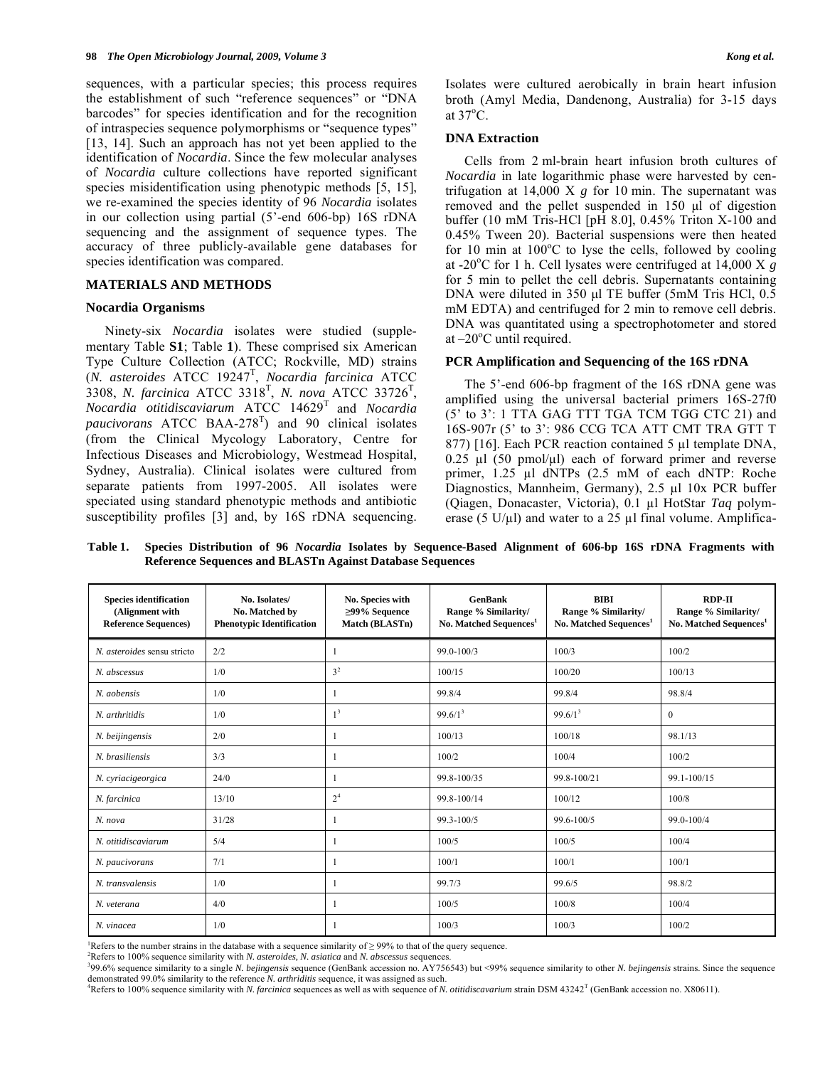sequences, with a particular species; this process requires the establishment of such "reference sequences" or "DNA barcodes" for species identification and for the recognition of intraspecies sequence polymorphisms or "sequence types" [13, 14]. Such an approach has not yet been applied to the identification of *Nocardia*. Since the few molecular analyses of *Nocardia* culture collections have reported significant species misidentification using phenotypic methods [5, 15], we re-examined the species identity of 96 *Nocardia* isolates in our collection using partial (5'-end 606-bp) 16S rDNA sequencing and the assignment of sequence types. The accuracy of three publicly-available gene databases for species identification was compared.

## MATERIALS AND METHODS

### Nocardia Organisms

Ninety-six *Nocardia* isolates were studied (supplementary Table **S1**; Table **1**). These comprised six American Type Culture Collection (ATCC; Rockville, MD) strains (*N. asteroides* ATCC 19247$^T$, *Nocardia farcinica* ATCC 3308, *N. farcinica* ATCC 3318$^T$, *N. nova* ATCC 33726$^T$, *Nocardia otitidiscaviarum* ATCC 14629$^T$ and *Nocardia paucivorans* ATCC BAA-278$^T$) and 90 clinical isolates (from the Clinical Mycology Laboratory, Centre for Infectious Diseases and Microbiology, Westmead Hospital, Sydney, Australia). Clinical isolates were cultured from separate patients from 1997-2005. All isolates were speciated using standard phenotypic methods and antibiotic susceptibility profiles [3] and, by 16S rDNA sequencing. Isolates were cultured aerobically in brain heart infusion broth (Amyl Media, Dandenong, Australia) for 3-15 days at 37°C.

### DNA Extraction

Cells from 2 ml-brain heart infusion broth cultures of *Nocardia* in late logarithmic phase were harvested by centrifugation at 14,000 X *g* for 10 min. The supernatant was removed and the pellet suspended in 150 µl of digestion buffer (10 mM Tris-HCl [pH 8.0], 0.45% Triton X-100 and 0.45% Tween 20). Bacterial suspensions were then heated for 10 min at 100°C to lyse the cells, followed by cooling at -20°C for 1 h. Cell lysates were centrifuged at 14,000 X *g* for 5 min to pellet the cell debris. Supernatants containing DNA were diluted in 350 µl TE buffer (5mM Tris HCl, 0.5 mM EDTA) and centrifuged for 2 min to remove cell debris. DNA was quantitated using a spectrophotometer and stored at –20°C until required.

### PCR Amplification and Sequencing of the 16S rDNA

The 5'-end 606-bp fragment of the 16S rDNA gene was amplified using the universal bacterial primers 16S-27f0 (5' to 3': 1 TTA GAG TTT TGA TCM TGG CTC 21) and 16S-907r (5' to 3': 986 CCG TCA ATT CMT TRA GTT T 877) [16]. Each PCR reaction contained 5 µl template DNA, 0.25 µl (50 pmol/µl) each of forward primer and reverse primer, 1.25 µl dNTPs (2.5 mM of each dNTP: Roche Diagnostics, Mannheim, Germany), 2.5 µl 10x PCR buffer (Qiagen, Donacaster, Victoria), 0.1 µl HotStar *Taq* polymerase (5 U/µl) and water to a 25 µl final volume. Amplifica-

**Table 1. Species Distribution of 96 *Nocardia* Isolates by Sequence-Based Alignment of 606-bp 16S rDNA Fragments with Reference Sequences and BLASTn Against Database Sequences**

| Species Identification (Alignment with Reference Sequences) | No. Isolates/ No. Matched by Phenotypic Identification | No. Species with ≥99% Sequence Match (BLASTn) | GenBank Range % Similarity/ No. Matched Sequences[1] | BIBI Range % Similarity/ No. Matched Sequences[1] | RDP-II Range % Similarity/ No. Matched Sequences[1] |
|---|---|---|---|---|---|
| *N. asteroides* sensu stricto | 2/2 | 1 | 99.0-100/3 | 100/3 | 100/2 |
| *N. abscessus* | 1/0 | 3[2] | 100/15 | 100/20 | 100/13 |
| *N. aobensis* | 1/0 | 1 | 99.8/4 | 99.8/4 | 98.8/4 |
| *N. arthritidis* | 1/0 | 1[3] | 99.6/1[3] | 99.6/1[3] | 0 |
| *N. beijingensis* | 2/0 | 1 | 100/13 | 100/18 | 98.1/13 |
| *N. brasiliensis* | 3/3 | 1 | 100/2 | 100/4 | 100/2 |
| *N. cyriacigeorgica* | 24/0 | 1 | 99.8-100/35 | 99.8-100/21 | 99.1-100/15 |
| *N. farcinica* | 13/10 | 2[4] | 99.8-100/14 | 100/12 | 100/8 |
| *N. nova* | 31/28 | 1 | 99.3-100/5 | 99.6-100/5 | 99.0-100/4 |
| *N. otitidiscaviarum* | 5/4 | 1 | 100/5 | 100/5 | 100/4 |
| *N. paucivorans* | 7/1 | 1 | 100/1 | 100/1 | 100/1 |
| *N. transvalensis* | 1/0 | 1 | 99.7/3 | 99.6/5 | 98.8/2 |
| *N. veterana* | 4/0 | 1 | 100/5 | 100/8 | 100/4 |
| *N. vinacea* | 1/0 | 1 | 100/3 | 100/3 | 100/2 |

[1]Refers to the number strains in the database with a sequence similarity of ≥ 99% to that of the query sequence.
[2]Refers to 100% sequence similarity with *N. asteroides, N. asiatica* and *N. abscessus* sequences.
[3]99.6% sequence similarity to a single *N. bejingensis* sequence (GenBank accession no. AY756543) but <99% sequence similarity to other *N. bejingensis* strains. Since the sequence demonstrated 99.0% similarity to the reference *N. arthriditis* sequence, it was assigned as such.
[4]Refers to 100% sequence similarity with *N. farcinica* sequences as well as with sequence of *N. otitidiscavarium* strain DSM 43242$^T$ (GenBank accession no. X80611).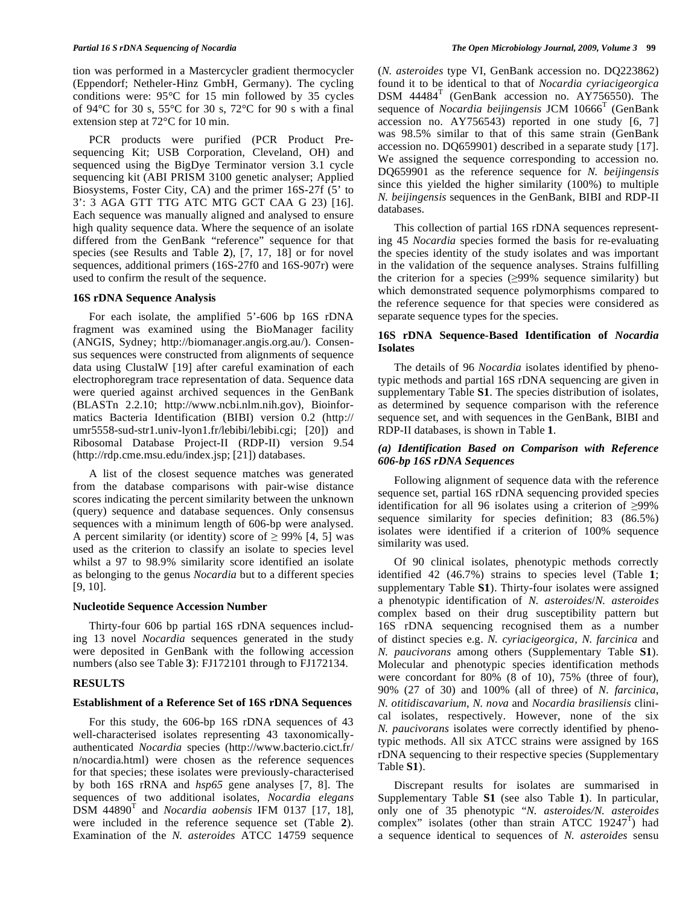tion was performed in a Mastercycler gradient thermocycler (Eppendorf; Netheler-Hinz GmbH, Germany). The cycling conditions were: 95°C for 15 min followed by 35 cycles of 94°C for 30 s, 55°C for 30 s, 72°C for 90 s with a final extension step at 72°C for 10 min.

PCR products were purified (PCR Product Pre-sequencing Kit; USB Corporation, Cleveland, OH) and sequenced using the BigDye Terminator version 3.1 cycle sequencing kit (ABI PRISM 3100 genetic analyser; Applied Biosystems, Foster City, CA) and the primer 16S-27f (5' to 3': 3 AGA GTT TTG ATC MTG GCT CAA G 23) [16]. Each sequence was manually aligned and analysed to ensure high quality sequence data. Where the sequence of an isolate differed from the GenBank "reference" sequence for that species (see Results and Table **2**), [7, 17, 18] or for novel sequences, additional primers (16S-27f0 and 16S-907r) were used to confirm the result of the sequence.

### 16S rDNA Sequence Analysis

For each isolate, the amplified 5'-606 bp 16S rDNA fragment was examined using the BioManager facility (ANGIS, Sydney; http://biomanager.angis.org.au/). Consensus sequences were constructed from alignments of sequence data using ClustalW [19] after careful examination of each electrophoregram trace representation of data. Sequence data were queried against archived sequences in the GenBank (BLASTn 2.2.10; http://www.ncbi.nlm.nih.gov), Bioinformatics Bacteria Identification (BIBI) version 0.2 (http://umr5558-sud-str1.univ-lyon1.fr/lebibi/lebibi.cgi; [20]) and Ribosomal Database Project-II (RDP-II) version 9.54 (http://rdp.cme.msu.edu/index.jsp; [21]) databases.

A list of the closest sequence matches was generated from the database comparisons with pair-wise distance scores indicating the percent similarity between the unknown (query) sequence and database sequences. Only consensus sequences with a minimum length of 606-bp were analysed. A percent similarity (or identity) score of $\geq$ 99% [4, 5] was used as the criterion to classify an isolate to species level whilst a 97 to 98.9% similarity score identified an isolate as belonging to the genus *Nocardia* but to a different species [9, 10].

### Nucleotide Sequence Accession Number

Thirty-four 606 bp partial 16S rDNA sequences including 13 novel *Nocardia* sequences generated in the study were deposited in GenBank with the following accession numbers (also see Table **3**): FJ172101 through to FJ172134.

## RESULTS

### Establishment of a Reference Set of 16S rDNA Sequences

For this study, the 606-bp 16S rDNA sequences of 43 well-characterised isolates representing 43 taxonomically-authenticated *Nocardia* species (http://www.bacterio.cict.fr/n/nocardia.html) were chosen as the reference sequences for that species; these isolates were previously-characterised by both 16S rRNA and *hsp65* gene analyses [7, 8]. The sequences of two additional isolates, *Nocardia elegans* DSM 44890$^T$ and *Nocardia aobensis* IFM 0137 [17, 18], were included in the reference sequence set (Table **2**). Examination of the *N. asteroides* ATCC 14759 sequence (*N. asteroides* type VI, GenBank accession no. DQ223862) found it to be identical to that of *Nocardia cyriacigeorgica* DSM 44484$^T$ (GenBank accession no. AY756550). The sequence of *Nocardia beijingensis* JCM 10666$^T$ (GenBank accession no. AY756543) reported in one study [6, 7] was 98.5% similar to that of this same strain (GenBank accession no. DQ659901) described in a separate study [17]. We assigned the sequence corresponding to accession no. DQ659901 as the reference sequence for *N. beijingensis* since this yielded the higher similarity (100%) to multiple *N. beijingensis* sequences in the GenBank, BIBI and RDP-II databases.

This collection of partial 16S rDNA sequences representing 45 *Nocardia* species formed the basis for re-evaluating the species identity of the study isolates and was important in the validation of the sequence analyses. Strains fulfilling the criterion for a species ($\geq$99% sequence similarity) but which demonstrated sequence polymorphisms compared to the reference sequence for that species were considered as separate sequence types for the species.

### 16S rDNA Sequence-Based Identification of *Nocardia* Isolates

The details of 96 *Nocardia* isolates identified by phenotypic methods and partial 16S rDNA sequencing are given in supplementary Table **S1**. The species distribution of isolates, as determined by sequence comparison with the reference sequence set, and with sequences in the GenBank, BIBI and RDP-II databases, is shown in Table **1**.

#### *(a) Identification Based on Comparison with Reference 606-bp 16S rDNA Sequences*

Following alignment of sequence data with the reference sequence set, partial 16S rDNA sequencing provided species identification for all 96 isolates using a criterion of $\geq$99% sequence similarity for species definition; 83 (86.5%) isolates were identified if a criterion of 100% sequence similarity was used.

Of 90 clinical isolates, phenotypic methods correctly identified 42 (46.7%) strains to species level (Table **1**; supplementary Table **S1**). Thirty-four isolates were assigned a phenotypic identification of *N. asteroides*/*N. asteroides* complex based on their drug susceptibility pattern but 16S rDNA sequencing recognised them as a number of distinct species e.g. *N. cyriacigeorgica*, *N. farcinica* and *N. paucivorans* among others (Supplementary Table **S1**). Molecular and phenotypic species identification methods were concordant for 80% (8 of 10), 75% (three of four), 90% (27 of 30) and 100% (all of three) of *N. farcinica*, *N. otitidiscavarium*, *N. nova* and *Nocardia brasiliensis* clinical isolates, respectively. However, none of the six *N. paucivorans* isolates were correctly identified by phenotypic methods. All six ATCC strains were assigned by 16S rDNA sequencing to their respective species (Supplementary Table **S1**).

Discrepant results for isolates are summarised in Supplementary Table **S1** (see also Table **1**). In particular, only one of 35 phenotypic "*N. asteroides/N. asteroides* complex" isolates (other than strain ATCC 19247$^T$) had a sequence identical to sequences of *N. asteroides* sensu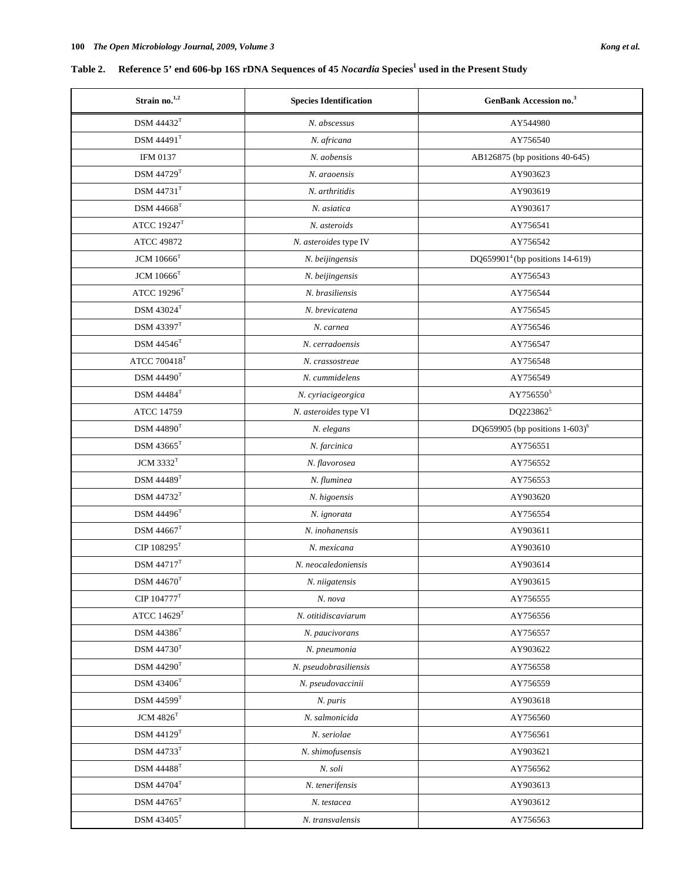**Table 2. Reference 5' end 606-bp 16S rDNA Sequences of 45 *Nocardia* Species[1] used in the Present Study**

| Strain no.[1,2] | Species Identification | GenBank Accession no.[3] |
|---|---|---|
| DSM 44432$^T$ | *N. abscessus* | AY544980 |
| DSM 44491$^T$ | *N. africana* | AY756540 |
| IFM 0137 | *N. aobensis* | AB126875 (bp positions 40-645) |
| DSM 44729$^T$ | *N. araoensis* | AY903623 |
| DSM 44731$^T$ | *N. arthritidis* | AY903619 |
| DSM 44668$^T$ | *N. asiatica* | AY903617 |
| ATCC 19247$^T$ | *N. asteroids* | AY756541 |
| ATCC 49872 | *N. asteroides* type IV | AY756542 |
| JCM 10666$^T$ | *N. beijingensis* | DQ659901[4] (bp positions 14-619) |
| JCM 10666$^T$ | *N. beijingensis* | AY756543 |
| ATCC 19296$^T$ | *N. brasiliensis* | AY756544 |
| DSM 43024$^T$ | *N. brevicatena* | AY756545 |
| DSM 43397$^T$ | *N. carnea* | AY756546 |
| DSM 44546$^T$ | *N. cerradoensis* | AY756547 |
| ATCC 700418$^T$ | *N. crassostreae* | AY756548 |
| DSM 44490$^T$ | *N. cummidelens* | AY756549 |
| DSM 44484$^T$ | *N. cyriacigeorgica* | AY756550[5] |
| ATCC 14759 | *N. asteroides* type VI | DQ223862[5] |
| DSM 44890$^T$ | *N. elegans* | DQ659905 (bp positions 1-603)[6] |
| DSM 43665$^T$ | *N. farcinica* | AY756551 |
| JCM 3332$^T$ | *N. flavorosea* | AY756552 |
| DSM 44489$^T$ | *N. fluminea* | AY756553 |
| DSM 44732$^T$ | *N. higoensis* | AY903620 |
| DSM 44496$^T$ | *N. ignorata* | AY756554 |
| DSM 44667$^T$ | *N. inohanensis* | AY903611 |
| CIP 108295$^T$ | *N. mexicana* | AY903610 |
| DSM 44717$^T$ | *N. neocaledoniensis* | AY903614 |
| DSM 44670$^T$ | *N. niigatensis* | AY903615 |
| CIP 104777$^T$ | *N. nova* | AY756555 |
| ATCC 14629$^T$ | *N. otitidiscaviarum* | AY756556 |
| DSM 44386$^T$ | *N. paucivorans* | AY756557 |
| DSM 44730$^T$ | *N. pneumonia* | AY903622 |
| DSM 44290$^T$ | *N. pseudobrasiliensis* | AY756558 |
| DSM 43406$^T$ | *N. pseudovaccinii* | AY756559 |
| DSM 44599$^T$ | *N. puris* | AY903618 |
| JCM 4826$^T$ | *N. salmonicida* | AY756560 |
| DSM 44129$^T$ | *N. seriolae* | AY756561 |
| DSM 44733$^T$ | *N. shimofusensis* | AY903621 |
| DSM 44488$^T$ | *N. soli* | AY756562 |
| DSM 44704$^T$ | *N. tenerifensis* | AY903613 |
| DSM 44765$^T$ | *N. testacea* | AY903612 |
| DSM 43405$^T$ | *N. transvalensis* | AY756563 |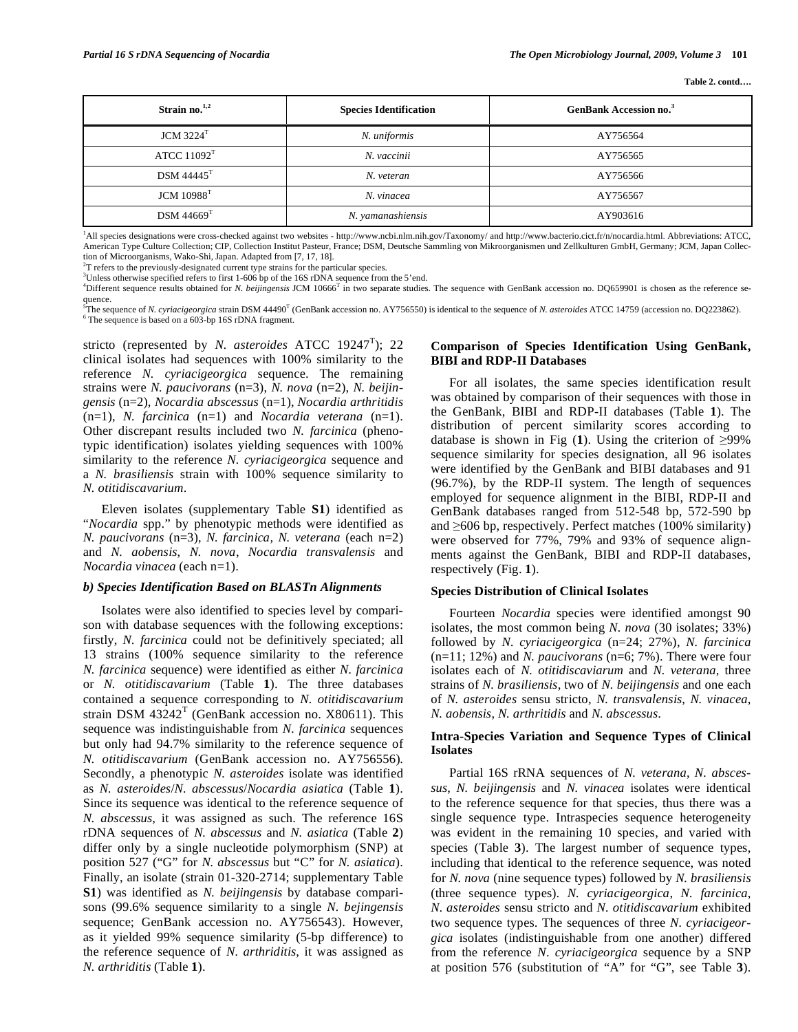**Table 2. contd….**

| Strain no.[1,2] | Species Identification | GenBank Accession no.[3] |
|---|---|---|
| JCM 3224[T] | *N. uniformis* | AY756564 |
| ATCC 11092[T] | *N. vaccinii* | AY756565 |
| DSM 44445[T] | *N. veteran* | AY756566 |
| JCM 10988[T] | *N. vinacea* | AY756567 |
| DSM 44669[T] | *N. yamanashiensis* | AY903616 |

[1]All species designations were cross-checked against two websites - http://www.ncbi.nlm.nih.gov/Taxonomy/ and http://www.bacterio.cict.fr/n/nocardia.html. Abbreviations: ATCC, American Type Culture Collection; CIP, Collection Institut Pasteur, France; DSM, Deutsche Sammling von Mikroorganismen und Zellkulturen GmbH, Germany; JCM, Japan Collection of Microorganisms, Wako-Shi, Japan. Adapted from [7, 17, 18].
[2]T refers to the previously-designated current type strains for the particular species.
[3]Unless otherwise specified refers to first 1-606 bp of the 16S rDNA sequence from the 5'end.
[4]Different sequence results obtained for *N. beijingensis* JCM 10666[T] in two separate studies. The sequence with GenBank accession no. DQ659901 is chosen as the reference sequence.
[5]The sequence of *N. cyriacigeorgica* strain DSM 44490[T] (GenBank accession no. AY756550) is identical to the sequence of *N. asteroides* ATCC 14759 (accession no. DQ223862).
[6] The sequence is based on a 603-bp 16S rDNA fragment.

stricto (represented by *N. asteroides* ATCC 19247[T]); 22 clinical isolates had sequences with 100% similarity to the reference *N. cyriacigeorgica* sequence. The remaining strains were *N. paucivorans* (n=3), *N. nova* (n=2), *N. beijingensis* (n=2), *Nocardia abscessus* (n=1), *Nocardia arthritidis* (n=1), *N. farcinica* (n=1) and *Nocardia veterana* (n=1). Other discrepant results included two *N. farcinica* (phenotypic identification) isolates yielding sequences with 100% similarity to the reference *N. cyriacigeorgica* sequence and a *N. brasiliensis* strain with 100% sequence similarity to *N. otitidiscavarium*.

Eleven isolates (supplementary Table **S1**) identified as "*Nocardia* spp." by phenotypic methods were identified as *N. paucivorans* (n=3), *N. farcinica*, *N. veterana* (each n=2) and *N. aobensis*, *N. nova*, *Nocardia transvalensis* and *Nocardia vinacea* (each n=1).

### *b) Species Identification Based on BLASTn Alignments*

Isolates were also identified to species level by comparison with database sequences with the following exceptions: firstly, *N. farcinica* could not be definitively speciated; all 13 strains (100% sequence similarity to the reference *N. farcinica* sequence) were identified as either *N. farcinica* or *N. otitidiscavarium* (Table **1**). The three databases contained a sequence corresponding to *N. otitidiscavarium* strain DSM 43242[T] (GenBank accession no. X80611). This sequence was indistinguishable from *N. farcinica* sequences but only had 94.7% similarity to the reference sequence of *N. otitidiscavarium* (GenBank accession no. AY756556). Secondly, a phenotypic *N. asteroides* isolate was identified as *N. asteroides*/*N. abscessus*/*Nocardia asiatica* (Table **1**). Since its sequence was identical to the reference sequence of *N. abscessus*, it was assigned as such. The reference 16S rDNA sequences of *N. abscessus* and *N. asiatica* (Table **2**) differ only by a single nucleotide polymorphism (SNP) at position 527 ("G" for *N. abscessus* but "C" for *N. asiatica*). Finally, an isolate (strain 01-320-2714; supplementary Table **S1**) was identified as *N. beijingensis* by database comparisons (99.6% sequence similarity to a single *N. bejingensis* sequence; GenBank accession no. AY756543). However, as it yielded 99% sequence similarity (5-bp difference) to the reference sequence of *N. arthriditis*, it was assigned as *N. arthriditis* (Table **1**).

### Comparison of Species Identification Using GenBank, BIBI and RDP-II Databases

For all isolates, the same species identification result was obtained by comparison of their sequences with those in the GenBank, BIBI and RDP-II databases (Table **1**). The distribution of percent similarity scores according to database is shown in Fig (**1**). Using the criterion of ≥99% sequence similarity for species designation, all 96 isolates were identified by the GenBank and BIBI databases and 91 (96.7%), by the RDP-II system. The length of sequences employed for sequence alignment in the BIBI, RDP-II and GenBank databases ranged from 512-548 bp, 572-590 bp and ≥606 bp, respectively. Perfect matches (100% similarity) were observed for 77%, 79% and 93% of sequence alignments against the GenBank, BIBI and RDP-II databases, respectively (Fig. **1**).

### Species Distribution of Clinical Isolates

Fourteen *Nocardia* species were identified amongst 90 isolates, the most common being *N. nova* (30 isolates; 33%) followed by *N. cyriacigeorgica* (n=24; 27%), *N. farcinica* (n=11; 12%) and *N. paucivorans* (n=6; 7%). There were four isolates each of *N. otitidiscaviarum* and *N. veterana*, three strains of *N. brasiliensis*, two of *N. beijingensis* and one each of *N. asteroides* sensu stricto, *N. transvalensis*, *N. vinacea*, *N. aobensis*, *N. arthritidis* and *N. abscessus*.

### Intra-Species Variation and Sequence Types of Clinical Isolates

Partial 16S rRNA sequences of *N. veterana*, *N. abscessus*, *N. beijingensis* and *N. vinacea* isolates were identical to the reference sequence for that species, thus there was a single sequence type. Intraspecies sequence heterogeneity was evident in the remaining 10 species, and varied with species (Table **3**). The largest number of sequence types, including that identical to the reference sequence, was noted for *N. nova* (nine sequence types) followed by *N. brasiliensis* (three sequence types). *N. cyriacigeorgica*, *N. farcinica*, *N. asteroides* sensu stricto and *N. otitidiscavarium* exhibited two sequence types. The sequences of three *N. cyriacigeorgica* isolates (indistinguishable from one another) differed from the reference *N. cyriacigeorgica* sequence by a SNP at position 576 (substitution of "A" for "G", see Table **3**).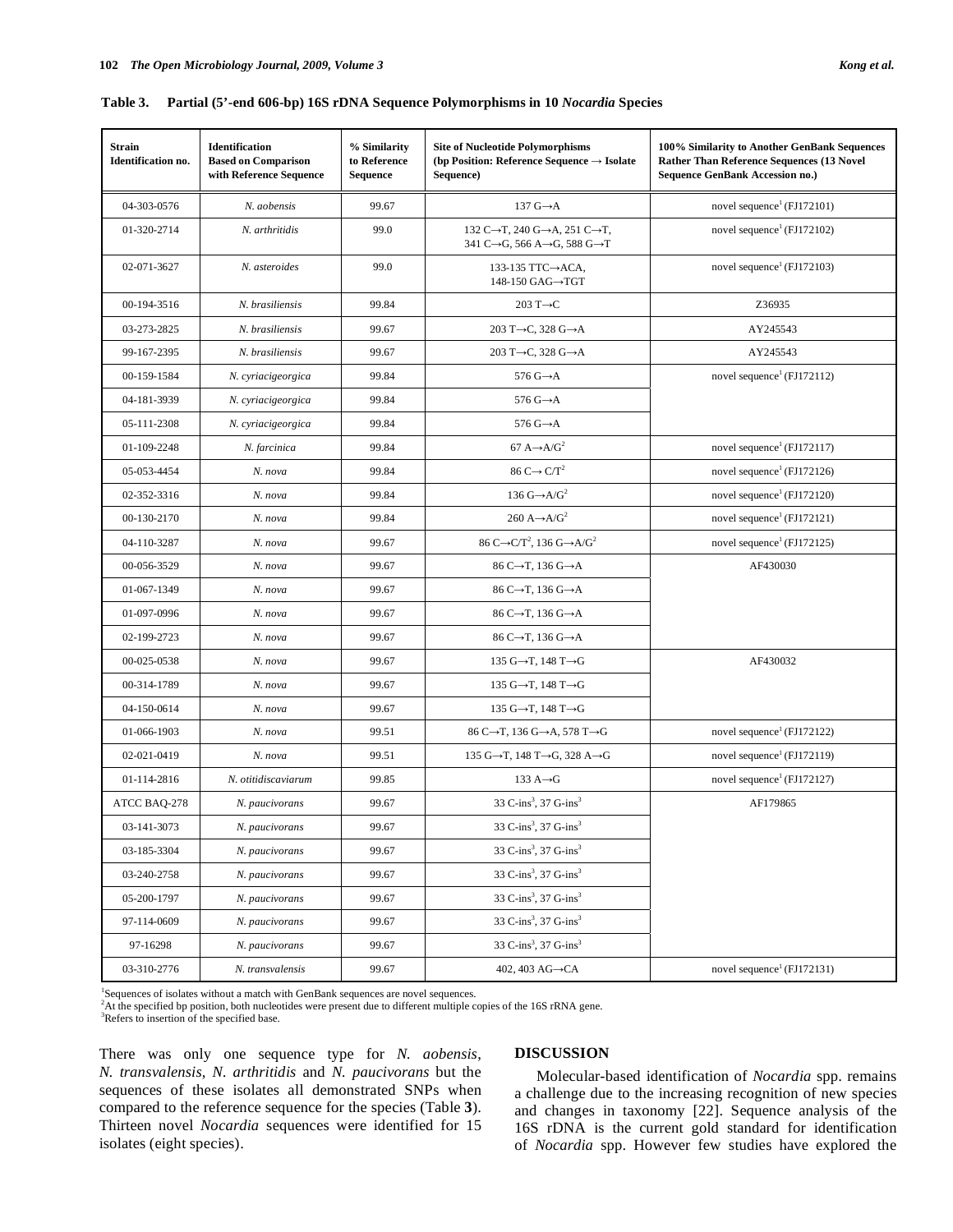**Table 3. Partial (5'-end 606-bp) 16S rDNA Sequence Polymorphisms in 10 *Nocardia* Species**

| Strain Identification no. | Identification Based on Comparison with Reference Sequence | % Similarity to Reference Sequence | Site of Nucleotide Polymorphisms (bp Position: Reference Sequence → Isolate Sequence) | 100% Similarity to Another GenBank Sequences Rather Than Reference Sequences (13 Novel Sequence GenBank Accession no.) |
|---|---|---|---|---|
| 04-303-0576 | *N. aobensis* | 99.67 | 137 G→A | novel sequence[1] (FJ172101) |
| 01-320-2714 | *N. arthritidis* | 99.0 | 132 C→T, 240 G→A, 251 C→T, 341 C→G, 566 A→G, 588 G→T | novel sequence[1] (FJ172102) |
| 02-071-3627 | *N. asteroides* | 99.0 | 133-135 TTC→ACA, 148-150 GAG→TGT | novel sequence[1] (FJ172103) |
| 00-194-3516 | *N. brasiliensis* | 99.84 | 203 T→C | Z36935 |
| 03-273-2825 | *N. brasiliensis* | 99.67 | 203 T→C, 328 G→A | AY245543 |
| 99-167-2395 | *N. brasiliensis* | 99.67 | 203 T→C, 328 G→A | AY245543 |
| 00-159-1584 | *N. cyriacigeorgica* | 99.84 | 576 G→A | novel sequence[1] (FJ172112) |
| 04-181-3939 | *N. cyriacigeorgica* | 99.84 | 576 G→A | |
| 05-111-2308 | *N. cyriacigeorgica* | 99.84 | 576 G→A | |
| 01-109-2248 | *N. farcinica* | 99.84 | 67 A→A/G[2] | novel sequence[1] (FJ172117) |
| 05-053-4454 | *N. nova* | 99.84 | 86 C→ C/T[2] | novel sequence[1] (FJ172126) |
| 02-352-3316 | *N. nova* | 99.84 | 136 G→A/G[2] | novel sequence[1] (FJ172120) |
| 00-130-2170 | *N. nova* | 99.84 | 260 A→A/G[2] | novel sequence[1] (FJ172121) |
| 04-110-3287 | *N. nova* | 99.67 | 86 C→C/T[2], 136 G→A/G[2] | novel sequence[1] (FJ172125) |
| 00-056-3529 | *N. nova* | 99.67 | 86 C→T, 136 G→A | AF430030 |
| 01-067-1349 | *N. nova* | 99.67 | 86 C→T, 136 G→A | |
| 01-097-0996 | *N. nova* | 99.67 | 86 C→T, 136 G→A | |
| 02-199-2723 | *N. nova* | 99.67 | 86 C→T, 136 G→A | |
| 00-025-0538 | *N. nova* | 99.67 | 135 G→T, 148 T→G | AF430032 |
| 00-314-1789 | *N. nova* | 99.67 | 135 G→T, 148 T→G | |
| 04-150-0614 | *N. nova* | 99.67 | 135 G→T, 148 T→G | |
| 01-066-1903 | *N. nova* | 99.51 | 86 C→T, 136 G→A, 578 T→G | novel sequence[1] (FJ172122) |
| 02-021-0419 | *N. nova* | 99.51 | 135 G→T, 148 T→G, 328 A→G | novel sequence[1] (FJ172119) |
| 01-114-2816 | *N. otitidiscaviarum* | 99.85 | 133 A→G | novel sequence[1] (FJ172127) |
| ATCC BAQ-278 | *N. paucivorans* | 99.67 | 33 C-ins[3], 37 G-ins[3] | AF179865 |
| 03-141-3073 | *N. paucivorans* | 99.67 | 33 C-ins[3], 37 G-ins[3] | |
| 03-185-3304 | *N. paucivorans* | 99.67 | 33 C-ins[3], 37 G-ins[3] | |
| 03-240-2758 | *N. paucivorans* | 99.67 | 33 C-ins[3], 37 G-ins[3] | |
| 05-200-1797 | *N. paucivorans* | 99.67 | 33 C-ins[3], 37 G-ins[3] | |
| 97-114-0609 | *N. paucivorans* | 99.67 | 33 C-ins[3], 37 G-ins[3] | |
| 97-16298 | *N. paucivorans* | 99.67 | 33 C-ins[3], 37 G-ins[3] | |
| 03-310-2776 | *N. transvalensis* | 99.67 | 402, 403 AG→CA | novel sequence[1] (FJ172131) |

[1]Sequences of isolates without a match with GenBank sequences are novel sequences.
[2]At the specified bp position, both nucleotides were present due to different multiple copies of the 16S rRNA gene.
[3]Refers to insertion of the specified base.

There was only one sequence type for *N. aobensis*, *N. transvalensis*, *N. arthritidis* and *N. paucivorans* but the sequences of these isolates all demonstrated SNPs when compared to the reference sequence for the species (Table **3**). Thirteen novel *Nocardia* sequences were identified for 15 isolates (eight species).

## DISCUSSION

Molecular-based identification of *Nocardia* spp. remains a challenge due to the increasing recognition of new species and changes in taxonomy [22]. Sequence analysis of the 16S rDNA is the current gold standard for identification of *Nocardia* spp. However few studies have explored the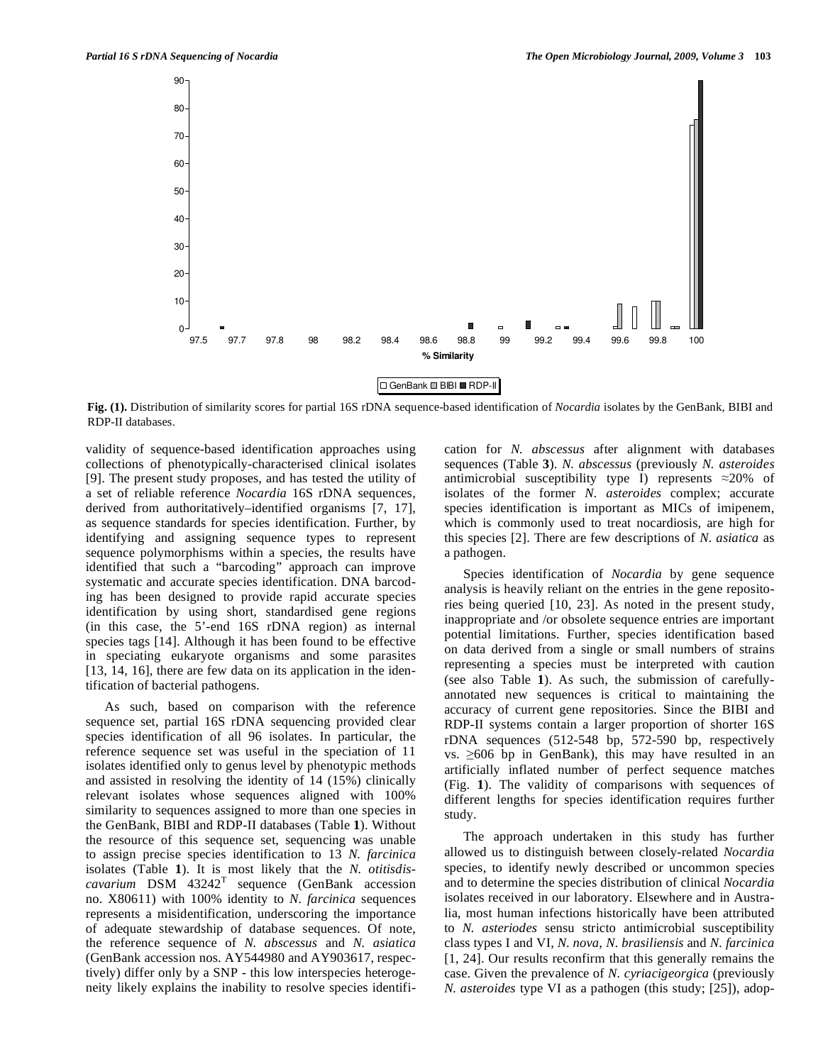**Fig. (1).** Distribution of similarity scores for partial 16S rDNA sequence-based identification of *Nocardia* isolates by the GenBank, BIBI and RDP-II databases.

validity of sequence-based identification approaches using collections of phenotypically-characterised clinical isolates [9]. The present study proposes, and has tested the utility of a set of reliable reference *Nocardia* 16S rDNA sequences, derived from authoritatively–identified organisms [7, 17], as sequence standards for species identification. Further, by identifying and assigning sequence types to represent sequence polymorphisms within a species, the results have identified that such a "barcoding" approach can improve systematic and accurate species identification. DNA barcoding has been designed to provide rapid accurate species identification by using short, standardised gene regions (in this case, the 5'-end 16S rDNA region) as internal species tags [14]. Although it has been found to be effective in speciating eukaryote organisms and some parasites [13, 14, 16], there are few data on its application in the identification of bacterial pathogens.

As such, based on comparison with the reference sequence set, partial 16S rDNA sequencing provided clear species identification of all 96 isolates. In particular, the reference sequence set was useful in the speciation of 11 isolates identified only to genus level by phenotypic methods and assisted in resolving the identity of 14 (15%) clinically relevant isolates whose sequences aligned with 100% similarity to sequences assigned to more than one species in the GenBank, BIBI and RDP-II databases (Table **1**). Without the resource of this sequence set, sequencing was unable to assign precise species identification to 13 *N. farcinica* isolates (Table **1**). It is most likely that the *N. otitisdiscavarium* DSM 43242[T] sequence (GenBank accession no. X80611) with 100% identity to *N. farcinica* sequences represents a misidentification, underscoring the importance of adequate stewardship of database sequences. Of note, the reference sequence of *N. abscessus* and *N. asiatica* (GenBank accession nos. AY544980 and AY903617, respectively) differ only by a SNP - this low interspecies heterogeneity likely explains the inability to resolve species identification for *N. abscessus* after alignment with databases sequences (Table **3**). *N. abscessus* (previously *N. asteroides* antimicrobial susceptibility type I) represents ≈20% of isolates of the former *N. asteroides* complex; accurate species identification is important as MICs of imipenem, which is commonly used to treat nocardiosis, are high for this species [2]. There are few descriptions of *N. asiatica* as a pathogen.

Species identification of *Nocardia* by gene sequence analysis is heavily reliant on the entries in the gene repositories being queried [10, 23]. As noted in the present study, inappropriate and /or obsolete sequence entries are important potential limitations. Further, species identification based on data derived from a single or small numbers of strains representing a species must be interpreted with caution (see also Table **1**). As such, the submission of carefully-annotated new sequences is critical to maintaining the accuracy of current gene repositories. Since the BIBI and RDP-II systems contain a larger proportion of shorter 16S rDNA sequences (512-548 bp, 572-590 bp, respectively vs. ≥606 bp in GenBank), this may have resulted in an artificially inflated number of perfect sequence matches (Fig. **1**). The validity of comparisons with sequences of different lengths for species identification requires further study.

The approach undertaken in this study has further allowed us to distinguish between closely-related *Nocardia* species, to identify newly described or uncommon species and to determine the species distribution of clinical *Nocardia* isolates received in our laboratory. Elsewhere and in Australia, most human infections historically have been attributed to *N. asteriodes* sensu stricto antimicrobial susceptibility class types I and VI, *N. nova*, *N. brasiliensis* and *N. farcinica* [1, 24]. Our results reconfirm that this generally remains the case. Given the prevalence of *N. cyriacigeorgica* (previously *N. asteroides* type VI as a pathogen (this study; [25]), adop-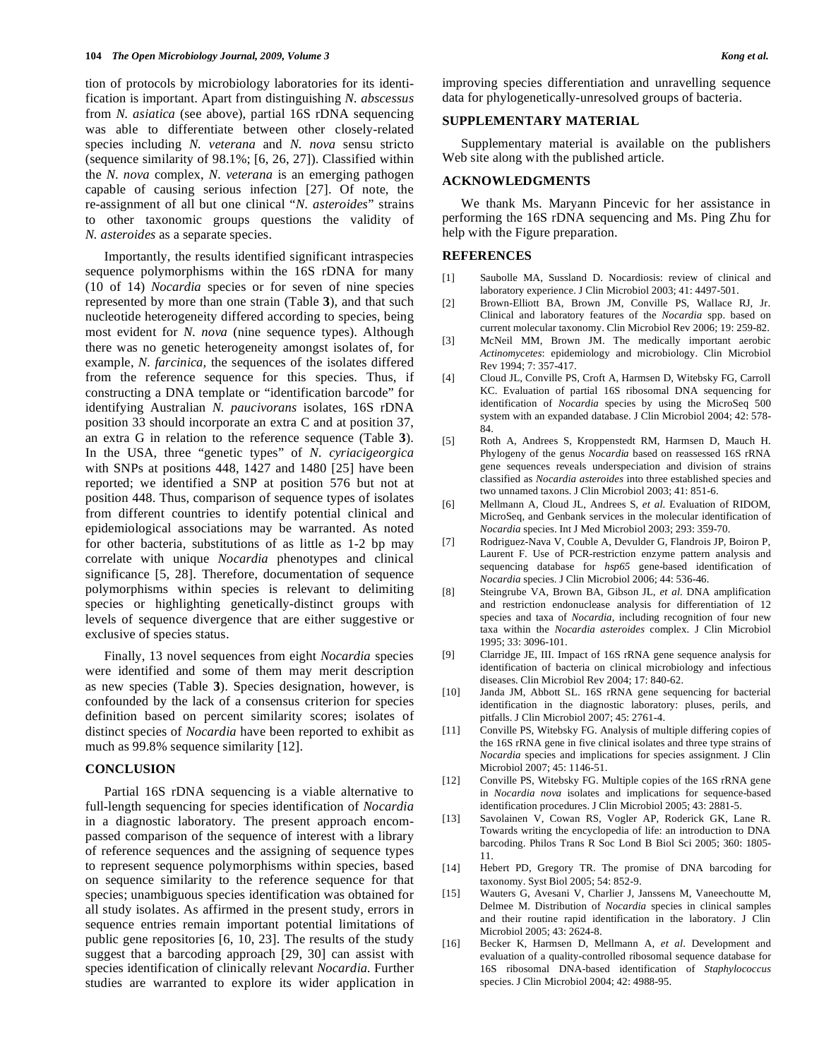tion of protocols by microbiology laboratories for its identification is important. Apart from distinguishing *N. abscessus* from *N. asiatica* (see above), partial 16S rDNA sequencing was able to differentiate between other closely-related species including *N. veterana* and *N. nova* sensu stricto (sequence similarity of 98.1%; [6, 26, 27]). Classified within the *N. nova* complex, *N. veterana* is an emerging pathogen capable of causing serious infection [27]. Of note, the re-assignment of all but one clinical "*N. asteroides*" strains to other taxonomic groups questions the validity of *N. asteroides* as a separate species.

Importantly, the results identified significant intraspecies sequence polymorphisms within the 16S rDNA for many (10 of 14) *Nocardia* species or for seven of nine species represented by more than one strain (Table **3**), and that such nucleotide heterogeneity differed according to species, being most evident for *N. nova* (nine sequence types). Although there was no genetic heterogeneity amongst isolates of, for example, *N. farcinica*, the sequences of the isolates differed from the reference sequence for this species. Thus, if constructing a DNA template or "identification barcode" for identifying Australian *N. paucivorans* isolates, 16S rDNA position 33 should incorporate an extra C and at position 37, an extra G in relation to the reference sequence (Table **3**). In the USA, three "genetic types" of *N. cyriacigeorgica* with SNPs at positions 448, 1427 and 1480 [25] have been reported; we identified a SNP at position 576 but not at position 448. Thus, comparison of sequence types of isolates from different countries to identify potential clinical and epidemiological associations may be warranted. As noted for other bacteria, substitutions of as little as 1-2 bp may correlate with unique *Nocardia* phenotypes and clinical significance [5, 28]. Therefore, documentation of sequence polymorphisms within species is relevant to delimiting species or highlighting genetically-distinct groups with levels of sequence divergence that are either suggestive or exclusive of species status.

Finally, 13 novel sequences from eight *Nocardia* species were identified and some of them may merit description as new species (Table **3**). Species designation, however, is confounded by the lack of a consensus criterion for species definition based on percent similarity scores; isolates of distinct species of *Nocardia* have been reported to exhibit as much as 99.8% sequence similarity [12].

## CONCLUSION

Partial 16S rDNA sequencing is a viable alternative to full-length sequencing for species identification of *Nocardia* in a diagnostic laboratory. The present approach encompassed comparison of the sequence of interest with a library of reference sequences and the assigning of sequence types to represent sequence polymorphisms within species, based on sequence similarity to the reference sequence for that species; unambiguous species identification was obtained for all study isolates. As affirmed in the present study, errors in sequence entries remain important potential limitations of public gene repositories [6, 10, 23]. The results of the study suggest that a barcoding approach [29, 30] can assist with species identification of clinically relevant *Nocardia*. Further studies are warranted to explore its wider application in improving species differentiation and unravelling sequence data for phylogenetically-unresolved groups of bacteria.

## SUPPLEMENTARY MATERIAL

Supplementary material is available on the publishers Web site along with the published article.

## ACKNOWLEDGMENTS

We thank Ms. Maryann Pincevic for her assistance in performing the 16S rDNA sequencing and Ms. Ping Zhu for help with the Figure preparation.

## REFERENCES

[1] Saubolle MA, Sussland D. Nocardiosis: review of clinical and laboratory experience. J Clin Microbiol 2003; 41: 4497-501.

[2] Brown-Elliott BA, Brown JM, Conville PS, Wallace RJ, Jr. Clinical and laboratory features of the *Nocardia* spp. based on current molecular taxonomy. Clin Microbiol Rev 2006; 19: 259-82.

[3] McNeil MM, Brown JM. The medically important aerobic *Actinomycetes*: epidemiology and microbiology. Clin Microbiol Rev 1994; 7: 357-417.

[4] Cloud JL, Conville PS, Croft A, Harmsen D, Witebsky FG, Carroll KC. Evaluation of partial 16S ribosomal DNA sequencing for identification of *Nocardia* species by using the MicroSeq 500 system with an expanded database. J Clin Microbiol 2004; 42: 578-84.

[5] Roth A, Andrees S, Kroppenstedt RM, Harmsen D, Mauch H. Phylogeny of the genus *Nocardia* based on reassessed 16S rRNA gene sequences reveals underspeciation and division of strains classified as *Nocardia asteroides* into three established species and two unnamed taxons. J Clin Microbiol 2003; 41: 851-6.

[6] Mellmann A, Cloud JL, Andrees S, *et al*. Evaluation of RIDOM, MicroSeq, and Genbank services in the molecular identification of *Nocardia* species. Int J Med Microbiol 2003; 293: 359-70.

[7] Rodriguez-Nava V, Couble A, Devulder G, Flandrois JP, Boiron P, Laurent F. Use of PCR-restriction enzyme pattern analysis and sequencing database for *hsp65* gene-based identification of *Nocardia* species. J Clin Microbiol 2006; 44: 536-46.

[8] Steingrube VA, Brown BA, Gibson JL, *et al*. DNA amplification and restriction endonuclease analysis for differentiation of 12 species and taxa of *Nocardia*, including recognition of four new taxa within the *Nocardia asteroides* complex. J Clin Microbiol 1995; 33: 3096-101.

[9] Clarridge JE, III. Impact of 16S rRNA gene sequence analysis for identification of bacteria on clinical microbiology and infectious diseases. Clin Microbiol Rev 2004; 17: 840-62.

[10] Janda JM, Abbott SL. 16S rRNA gene sequencing for bacterial identification in the diagnostic laboratory: pluses, perils, and pitfalls. J Clin Microbiol 2007; 45: 2761-4.

[11] Conville PS, Witebsky FG. Analysis of multiple differing copies of the 16S rRNA gene in five clinical isolates and three type strains of *Nocardia* species and implications for species assignment. J Clin Microbiol 2007; 45: 1146-51.

[12] Conville PS, Witebsky FG. Multiple copies of the 16S rRNA gene in *Nocardia nova* isolates and implications for sequence-based identification procedures. J Clin Microbiol 2005; 43: 2881-5.

[13] Savolainen V, Cowan RS, Vogler AP, Roderick GK, Lane R. Towards writing the encyclopedia of life: an introduction to DNA barcoding. Philos Trans R Soc Lond B Biol Sci 2005; 360: 1805-11.

[14] Hebert PD, Gregory TR. The promise of DNA barcoding for taxonomy. Syst Biol 2005; 54: 852-9.

[15] Wauters G, Avesani V, Charlier J, Janssens M, Vaneechoutte M, Delmee M. Distribution of *Nocardia* species in clinical samples and their routine rapid identification in the laboratory. J Clin Microbiol 2005; 43: 2624-8.

[16] Becker K, Harmsen D, Mellmann A, *et al*. Development and evaluation of a quality-controlled ribosomal sequence database for 16S ribosomal DNA-based identification of *Staphylococcus* species. J Clin Microbiol 2004; 42: 4988-95.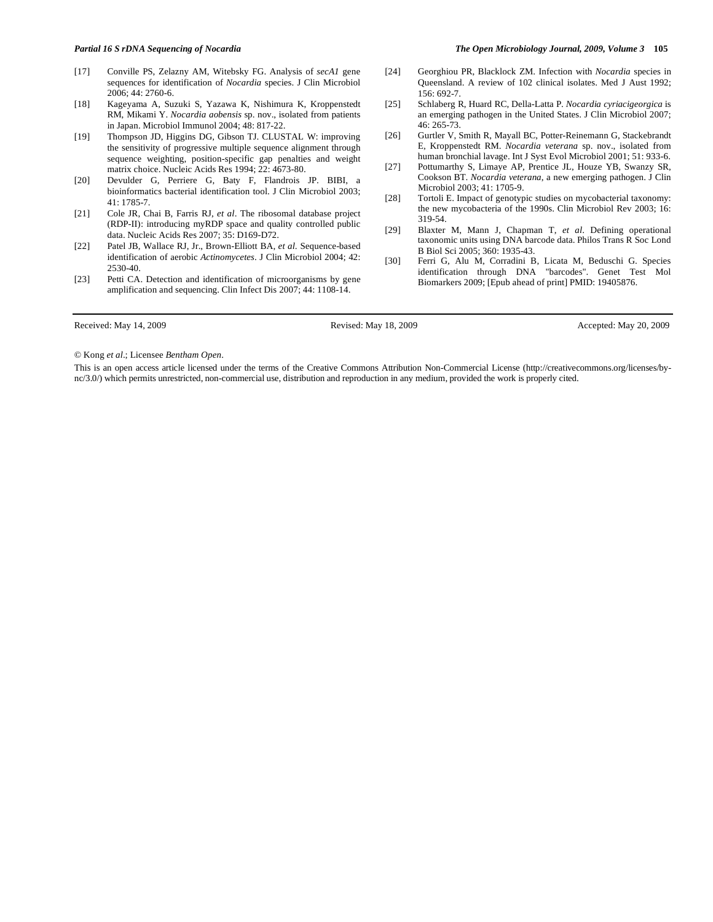[17] Conville PS, Zelazny AM, Witebsky FG. Analysis of *secA1* gene sequences for identification of *Nocardia* species. J Clin Microbiol 2006; 44: 2760-6.

[18] Kageyama A, Suzuki S, Yazawa K, Nishimura K, Kroppenstedt RM, Mikami Y. *Nocardia aobensis* sp. nov., isolated from patients in Japan. Microbiol Immunol 2004; 48: 817-22.

[19] Thompson JD, Higgins DG, Gibson TJ. CLUSTAL W: improving the sensitivity of progressive multiple sequence alignment through sequence weighting, position-specific gap penalties and weight matrix choice. Nucleic Acids Res 1994; 22: 4673-80.

[20] Devulder G, Perriere G, Baty F, Flandrois JP. BIBI, a bioinformatics bacterial identification tool. J Clin Microbiol 2003; 41: 1785-7.

[21] Cole JR, Chai B, Farris RJ, *et al*. The ribosomal database project (RDP-II): introducing myRDP space and quality controlled public data. Nucleic Acids Res 2007; 35: D169-D72.

[22] Patel JB, Wallace RJ, Jr., Brown-Elliott BA, *et al.* Sequence-based identification of aerobic *Actinomycetes*. J Clin Microbiol 2004; 42: 2530-40.

[23] Petti CA. Detection and identification of microorganisms by gene amplification and sequencing. Clin Infect Dis 2007; 44: 1108-14.

[24] Georghiou PR, Blacklock ZM. Infection with *Nocardia* species in Queensland. A review of 102 clinical isolates. Med J Aust 1992; 156: 692-7.

[25] Schlaberg R, Huard RC, Della-Latta P. *Nocardia cyriacigeorgica* is an emerging pathogen in the United States. J Clin Microbiol 2007; 46: 265-73.

[26] Gurtler V, Smith R, Mayall BC, Potter-Reinemann G, Stackebrandt E, Kroppenstedt RM. *Nocardia veterana* sp. nov., isolated from human bronchial lavage. Int J Syst Evol Microbiol 2001; 51: 933-6.

[27] Pottumarthy S, Limaye AP, Prentice JL, Houze YB, Swanzy SR, Cookson BT. *Nocardia veterana*, a new emerging pathogen. J Clin Microbiol 2003; 41: 1705-9.

[28] Tortoli E. Impact of genotypic studies on mycobacterial taxonomy: the new mycobacteria of the 1990s. Clin Microbiol Rev 2003; 16: 319-54.

[29] Blaxter M, Mann J, Chapman T, *et al*. Defining operational taxonomic units using DNA barcode data. Philos Trans R Soc Lond B Biol Sci 2005; 360: 1935-43.

[30] Ferri G, Alu M, Corradini B, Licata M, Beduschi G. Species identification through DNA "barcodes". Genet Test Mol Biomarkers 2009; [Epub ahead of print] PMID: 19405876.

---

Received: May 14, 2009 Revised: May 18, 2009 Accepted: May 20, 2009

© Kong *et al*.; Licensee *Bentham Open*.

This is an open access article licensed under the terms of the Creative Commons Attribution Non-Commercial License (http://creativecommons.org/licenses/by-nc/3.0/) which permits unrestricted, non-commercial use, distribution and reproduction in any medium, provided the work is properly cited.